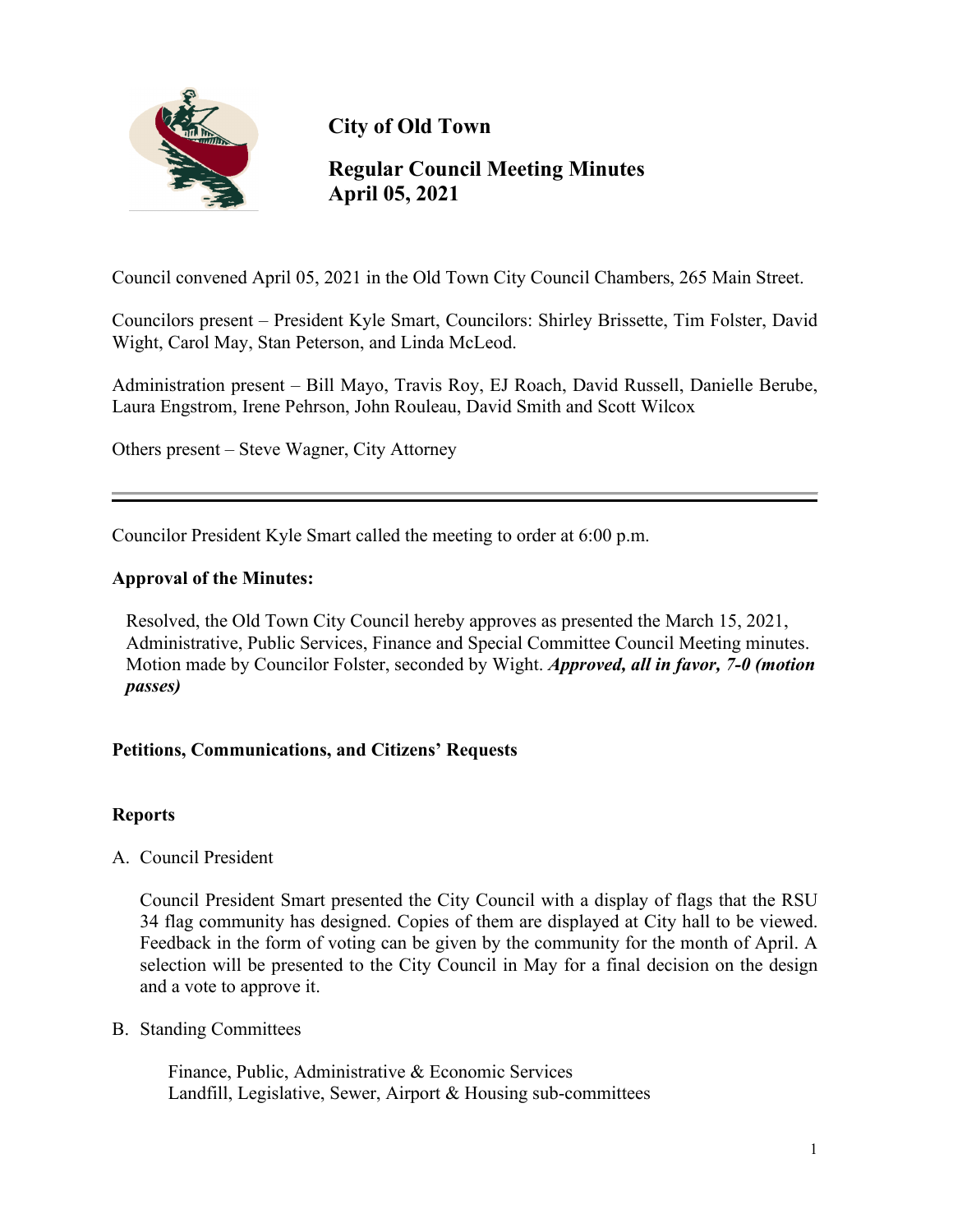# City of Old Town

## Regular Council Meeting Minutes
## April 05, 2021

Council convened April 05, 2021 in the Old Town City Council Chambers, 265 Main Street.

Councilors present – President Kyle Smart, Councilors: Shirley Brissette, Tim Folster, David Wight, Carol May, Stan Peterson, and Linda McLeod.

Administration present – Bill Mayo, Travis Roy, EJ Roach, David Russell, Danielle Berube, Laura Engstrom, Irene Pehrson, John Rouleau, David Smith and Scott Wilcox

Others present – Steve Wagner, City Attorney

---

Councilor President Kyle Smart called the meeting to order at 6:00 p.m.

**Approval of the Minutes:**

Resolved, the Old Town City Council hereby approves as presented the March 15, 2021, Administrative, Public Services, Finance and Special Committee Council Meeting minutes. Motion made by Councilor Folster, seconded by Wight. ***Approved, all in favor, 7-0 (motion passes)***

**Petitions, Communications, and Citizens' Requests**

**Reports**

A. Council President

Council President Smart presented the City Council with a display of flags that the RSU 34 flag community has designed. Copies of them are displayed at City hall to be viewed. Feedback in the form of voting can be given by the community for the month of April. A selection will be presented to the City Council in May for a final decision on the design and a vote to approve it.

B. Standing Committees

Finance, Public, Administrative & Economic Services
Landfill, Legislative, Sewer, Airport & Housing sub-committees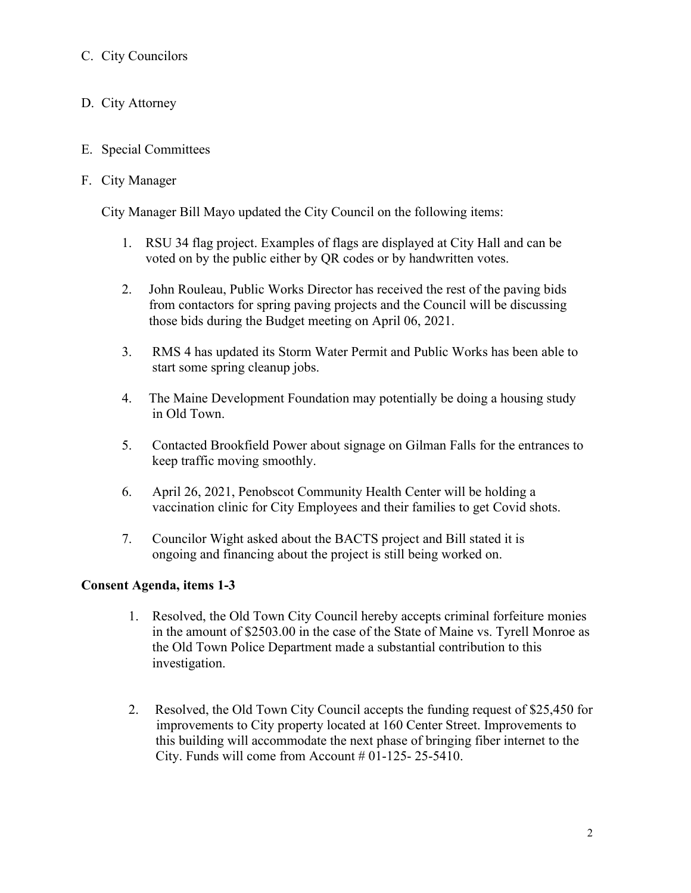C. City Councilors

D. City Attorney

E. Special Committees

F. City Manager

City Manager Bill Mayo updated the City Council on the following items:

1. RSU 34 flag project. Examples of flags are displayed at City Hall and can be voted on by the public either by QR codes or by handwritten votes.

2. John Rouleau, Public Works Director has received the rest of the paving bids from contactors for spring paving projects and the Council will be discussing those bids during the Budget meeting on April 06, 2021.

3. RMS 4 has updated its Storm Water Permit and Public Works has been able to start some spring cleanup jobs.

4. The Maine Development Foundation may potentially be doing a housing study in Old Town.

5. Contacted Brookfield Power about signage on Gilman Falls for the entrances to keep traffic moving smoothly.

6. April 26, 2021, Penobscot Community Health Center will be holding a vaccination clinic for City Employees and their families to get Covid shots.

7. Councilor Wight asked about the BACTS project and Bill stated it is ongoing and financing about the project is still being worked on.

**Consent Agenda, items 1-3**

1. Resolved, the Old Town City Council hereby accepts criminal forfeiture monies in the amount of $2503.00 in the case of the State of Maine vs. Tyrell Monroe as the Old Town Police Department made a substantial contribution to this investigation.

2. Resolved, the Old Town City Council accepts the funding request of $25,450 for improvements to City property located at 160 Center Street. Improvements to this building will accommodate the next phase of bringing fiber internet to the City. Funds will come from Account # 01-125- 25-5410.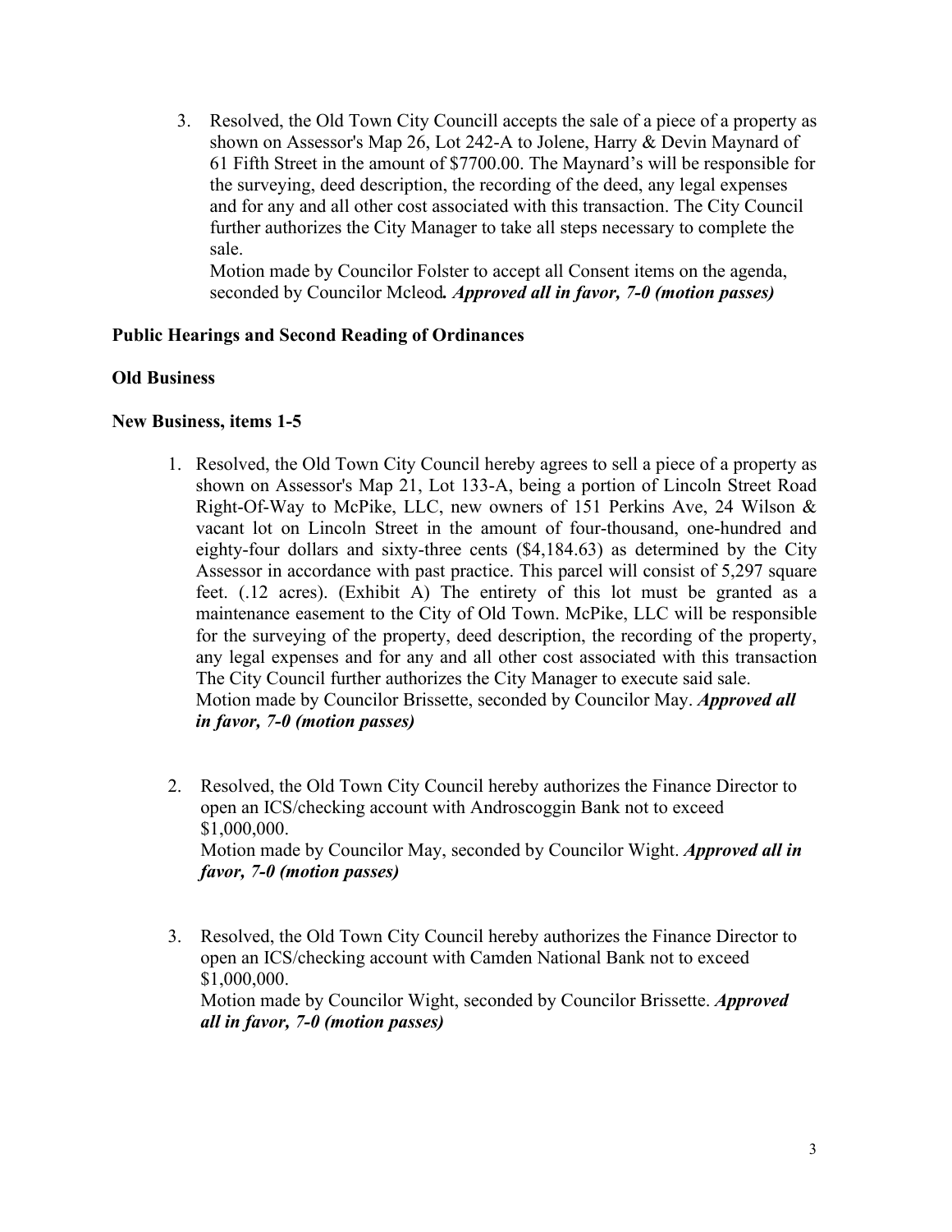3. Resolved, the Old Town City Councill accepts the sale of a piece of a property as shown on Assessor's Map 26, Lot 242-A to Jolene, Harry & Devin Maynard of 61 Fifth Street in the amount of $7700.00. The Maynard's will be responsible for the surveying, deed description, the recording of the deed, any legal expenses and for any and all other cost associated with this transaction. The City Council further authorizes the City Manager to take all steps necessary to complete the sale.
   Motion made by Councilor Folster to accept all Consent items on the agenda, seconded by Councilor Mcleod***. Approved all in favor, 7-0 (motion passes)***

**Public Hearings and Second Reading of Ordinances**

**Old Business**

**New Business, items 1-5**

1. Resolved, the Old Town City Council hereby agrees to sell a piece of a property as shown on Assessor's Map 21, Lot 133-A, being a portion of Lincoln Street Road Right-Of-Way to McPike, LLC, new owners of 151 Perkins Ave, 24 Wilson & vacant lot on Lincoln Street in the amount of four-thousand, one-hundred and eighty-four dollars and sixty-three cents ($4,184.63) as determined by the City Assessor in accordance with past practice. This parcel will consist of 5,297 square feet. (.12 acres). (Exhibit A) The entirety of this lot must be granted as a maintenance easement to the City of Old Town. McPike, LLC will be responsible for the surveying of the property, deed description, the recording of the property, any legal expenses and for any and all other cost associated with this transaction The City Council further authorizes the City Manager to execute said sale.
   Motion made by Councilor Brissette, seconded by Councilor May. ***Approved all in favor, 7-0 (motion passes)***

2. Resolved, the Old Town City Council hereby authorizes the Finance Director to open an ICS/checking account with Androscoggin Bank not to exceed $1,000,000.
   Motion made by Councilor May, seconded by Councilor Wight. ***Approved all in favor, 7-0 (motion passes)***

3. Resolved, the Old Town City Council hereby authorizes the Finance Director to open an ICS/checking account with Camden National Bank not to exceed $1,000,000.
   Motion made by Councilor Wight, seconded by Councilor Brissette. ***Approved all in favor, 7-0 (motion passes)***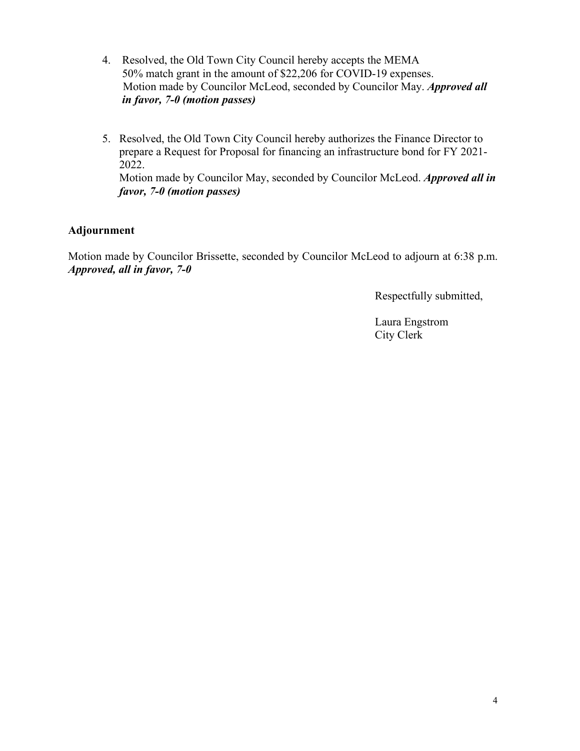4. Resolved, the Old Town City Council hereby accepts the MEMA 50% match grant in the amount of $22,206 for COVID-19 expenses.
   Motion made by Councilor McLeod, seconded by Councilor May. ***Approved all in favor, 7-0 (motion passes)***

5. Resolved, the Old Town City Council hereby authorizes the Finance Director to prepare a Request for Proposal for financing an infrastructure bond for FY 2021-2022.
   Motion made by Councilor May, seconded by Councilor McLeod. ***Approved all in favor, 7-0 (motion passes)***

**Adjournment**

Motion made by Councilor Brissette, seconded by Councilor McLeod to adjourn at 6:38 p.m. ***Approved, all in favor, 7-0***

Respectfully submitted,

Laura Engstrom
City Clerk